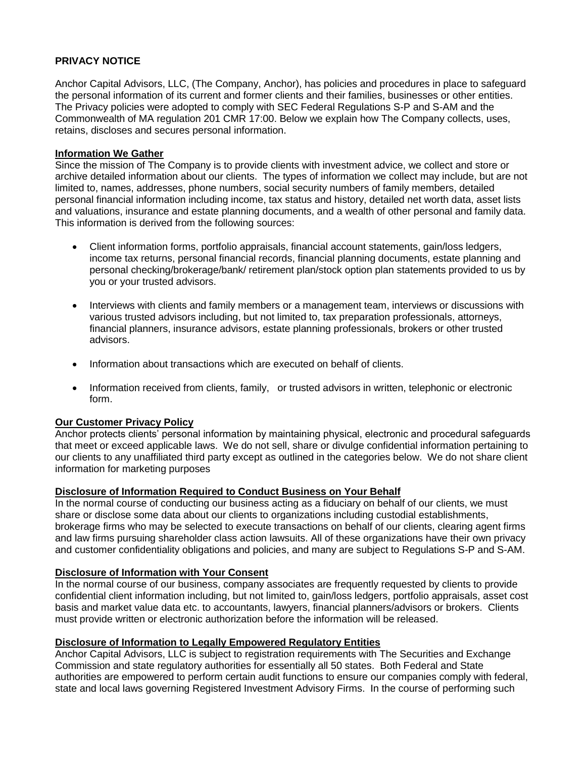## PRIVACY NOTICE

Anchor Capital Advisors, LLC, (The Company, Anchor), has policies and procedures in place to safeguard the personal information of its current and former clients and their families, businesses or other entities. The Privacy policies were adopted to comply with SEC Federal Regulations S-P and S-AM and the Commonwealth of MA regulation 201 CMR 17:00. Below we explain how The Company collects, uses, retains, discloses and secures personal information.

### Information We Gather

Since the mission of The Company is to provide clients with investment advice, we collect and store or archive detailed information about our clients. The types of information we collect may include, but are not limited to, names, addresses, phone numbers, social security numbers of family members, detailed personal financial information including income, tax status and history, detailed net worth data, asset lists and valuations, insurance and estate planning documents, and a wealth of other personal and family data. This information is derived from the following sources:

- Client information forms, portfolio appraisals, financial account statements, gain/loss ledgers, income tax returns, personal financial records, financial planning documents, estate planning and personal checking/brokerage/bank/ retirement plan/stock option plan statements provided to us by you or your trusted advisors.
- Interviews with clients and family members or a management team, interviews or discussions with various trusted advisors including, but not limited to, tax preparation professionals, attorneys, financial planners, insurance advisors, estate planning professionals, brokers or other trusted advisors.
- Information about transactions which are executed on behalf of clients.
- Information received from clients, family, or trusted advisors in written, telephonic or electronic form.

### Our Customer Privacy Policy

Anchor protects clients' personal information by maintaining physical, electronic and procedural safeguards that meet or exceed applicable laws. We do not sell, share or divulge confidential information pertaining to our clients to any unaffiliated third party except as outlined in the categories below. We do not share client information for marketing purposes

### Disclosure of Information Required to Conduct Business on Your Behalf

In the normal course of conducting our business acting as a fiduciary on behalf of our clients, we must share or disclose some data about our clients to organizations including custodial establishments, brokerage firms who may be selected to execute transactions on behalf of our clients, clearing agent firms and law firms pursuing shareholder class action lawsuits. All of these organizations have their own privacy and customer confidentiality obligations and policies, and many are subject to Regulations S-P and S-AM.

### Disclosure of Information with Your Consent

In the normal course of our business, company associates are frequently requested by clients to provide confidential client information including, but not limited to, gain/loss ledgers, portfolio appraisals, asset cost basis and market value data etc. to accountants, lawyers, financial planners/advisors or brokers. Clients must provide written or electronic authorization before the information will be released.

### Disclosure of Information to Legally Empowered Regulatory Entities

Anchor Capital Advisors, LLC is subject to registration requirements with The Securities and Exchange Commission and state regulatory authorities for essentially all 50 states. Both Federal and State authorities are empowered to perform certain audit functions to ensure our companies comply with federal, state and local laws governing Registered Investment Advisory Firms. In the course of performing such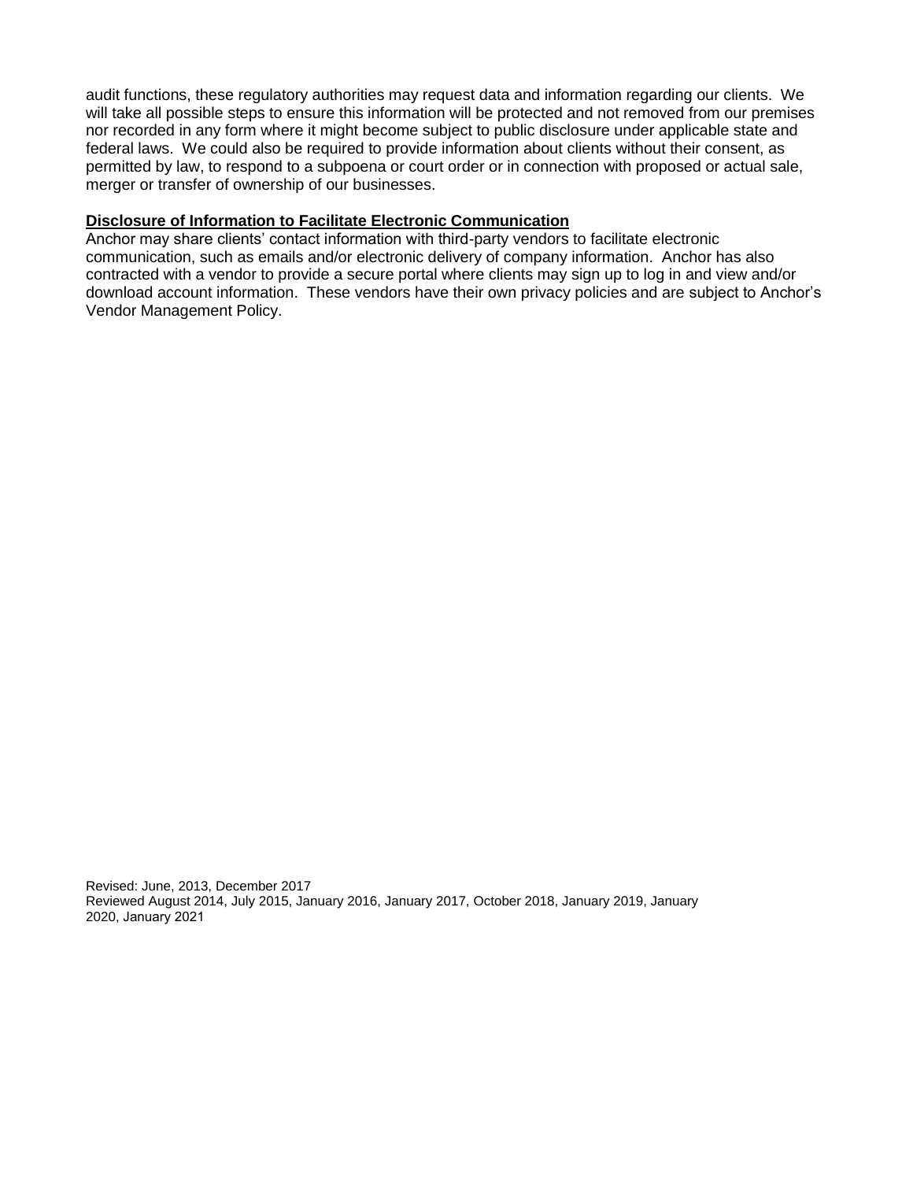audit functions, these regulatory authorities may request data and information regarding our clients. We will take all possible steps to ensure this information will be protected and not removed from our premises nor recorded in any form where it might become subject to public disclosure under applicable state and federal laws. We could also be required to provide information about clients without their consent, as permitted by law, to respond to a subpoena or court order or in connection with proposed or actual sale, merger or transfer of ownership of our businesses.

**Disclosure of Information to Facilitate Electronic Communication**

Anchor may share clients' contact information with third-party vendors to facilitate electronic communication, such as emails and/or electronic delivery of company information. Anchor has also contracted with a vendor to provide a secure portal where clients may sign up to log in and view and/or download account information. These vendors have their own privacy policies and are subject to Anchor's Vendor Management Policy.

Revised: June, 2013, December 2017
Reviewed August 2014, July 2015, January 2016, January 2017, October 2018, January 2019, January 2020, January 2021